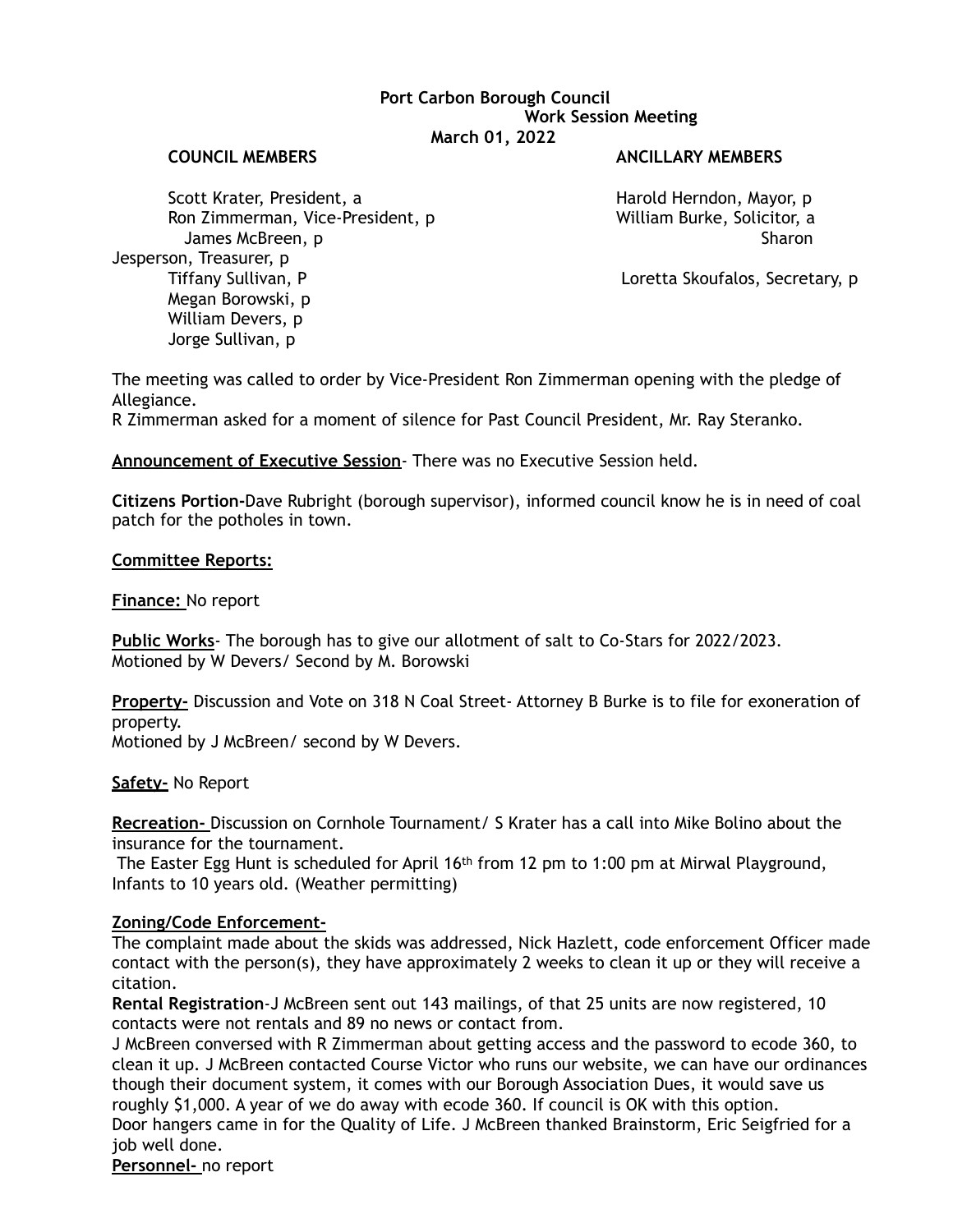**Port Carbon Borough Council**
**Work Session Meeting**
**March 01, 2022**

| **COUNCIL MEMBERS** | **ANCILLARY MEMBERS** |
|---|---|
| Scott Krater, President, a | Harold Herndon, Mayor, p |
| Ron Zimmerman, Vice-President, p | William Burke, Solicitor, a |
| James McBreen, p | Sharon Jesperson, Treasurer, p |
| Tiffany Sullivan, P | Loretta Skoufalos, Secretary, p |
| Megan Borowski, p | |
| William Devers, p | |
| Jorge Sullivan, p | |

The meeting was called to order by Vice-President Ron Zimmerman opening with the pledge of Allegiance.
R Zimmerman asked for a moment of silence for Past Council President, Mr. Ray Steranko.

**Announcement of Executive Session**- There was no Executive Session held.

**Citizens Portion-**Dave Rubright (borough supervisor), informed council know he is in need of coal patch for the potholes in town.

**Committee Reports:**

**Finance:** No report

**Public Works**- The borough has to give our allotment of salt to Co-Stars for 2022/2023.
Motioned by W Devers/ Second by M. Borowski

**Property-** Discussion and Vote on 318 N Coal Street- Attorney B Burke is to file for exoneration of property.
Motioned by J McBreen/ second by W Devers.

**Safety-** No Report

**Recreation-** Discussion on Cornhole Tournament/ S Krater has a call into Mike Bolino about the insurance for the tournament.
The Easter Egg Hunt is scheduled for April 16th from 12 pm to 1:00 pm at Mirwal Playground, Infants to 10 years old. (Weather permitting)

**Zoning/Code Enforcement-**
The complaint made about the skids was addressed, Nick Hazlett, code enforcement Officer made contact with the person(s), they have approximately 2 weeks to clean it up or they will receive a citation.
**Rental Registration**-J McBreen sent out 143 mailings, of that 25 units are now registered, 10 contacts were not rentals and 89 no news or contact from.
J McBreen conversed with R Zimmerman about getting access and the password to ecode 360, to clean it up. J McBreen contacted Course Victor who runs our website, we can have our ordinances though their document system, it comes with our Borough Association Dues, it would save us roughly $1,000. A year of we do away with ecode 360. If council is OK with this option.
Door hangers came in for the Quality of Life. J McBreen thanked Brainstorm, Eric Seigfried for a job well done.
**Personnel-** no report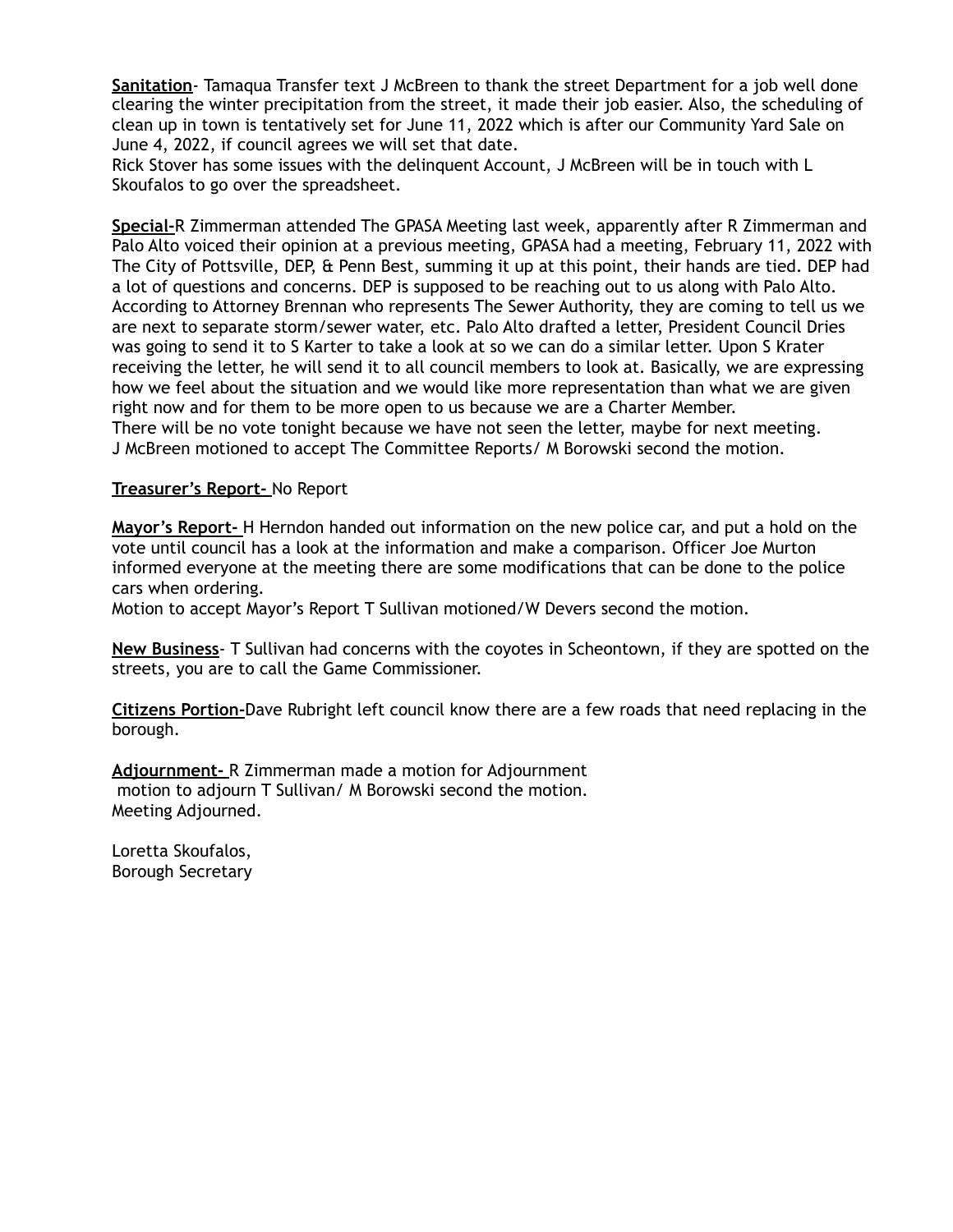**Sanitation**- Tamaqua Transfer text J McBreen to thank the street Department for a job well done clearing the winter precipitation from the street, it made their job easier. Also, the scheduling of clean up in town is tentatively set for June 11, 2022 which is after our Community Yard Sale on June 4, 2022, if council agrees we will set that date.
Rick Stover has some issues with the delinquent Account, J McBreen will be in touch with L Skoufalos to go over the spreadsheet.

**Special-**R Zimmerman attended The GPASA Meeting last week, apparently after R Zimmerman and Palo Alto voiced their opinion at a previous meeting, GPASA had a meeting, February 11, 2022 with The City of Pottsville, DEP, & Penn Best, summing it up at this point, their hands are tied. DEP had a lot of questions and concerns. DEP is supposed to be reaching out to us along with Palo Alto. According to Attorney Brennan who represents The Sewer Authority, they are coming to tell us we are next to separate storm/sewer water, etc. Palo Alto drafted a letter, President Council Dries was going to send it to S Karter to take a look at so we can do a similar letter. Upon S Krater receiving the letter, he will send it to all council members to look at. Basically, we are expressing how we feel about the situation and we would like more representation than what we are given right now and for them to be more open to us because we are a Charter Member.
There will be no vote tonight because we have not seen the letter, maybe for next meeting.
J McBreen motioned to accept The Committee Reports/ M Borowski second the motion.

**Treasurer's Report-** No Report

**Mayor's Report-** H Herndon handed out information on the new police car, and put a hold on the vote until council has a look at the information and make a comparison. Officer Joe Murton informed everyone at the meeting there are some modifications that can be done to the police cars when ordering.
Motion to accept Mayor's Report T Sullivan motioned/W Devers second the motion.

**New Business**- T Sullivan had concerns with the coyotes in Scheontown, if they are spotted on the streets, you are to call the Game Commissioner.

**Citizens Portion-**Dave Rubright left council know there are a few roads that need replacing in the borough.

**Adjournment-** R Zimmerman made a motion for Adjournment
motion to adjourn T Sullivan/ M Borowski second the motion.
Meeting Adjourned.

Loretta Skoufalos,
Borough Secretary